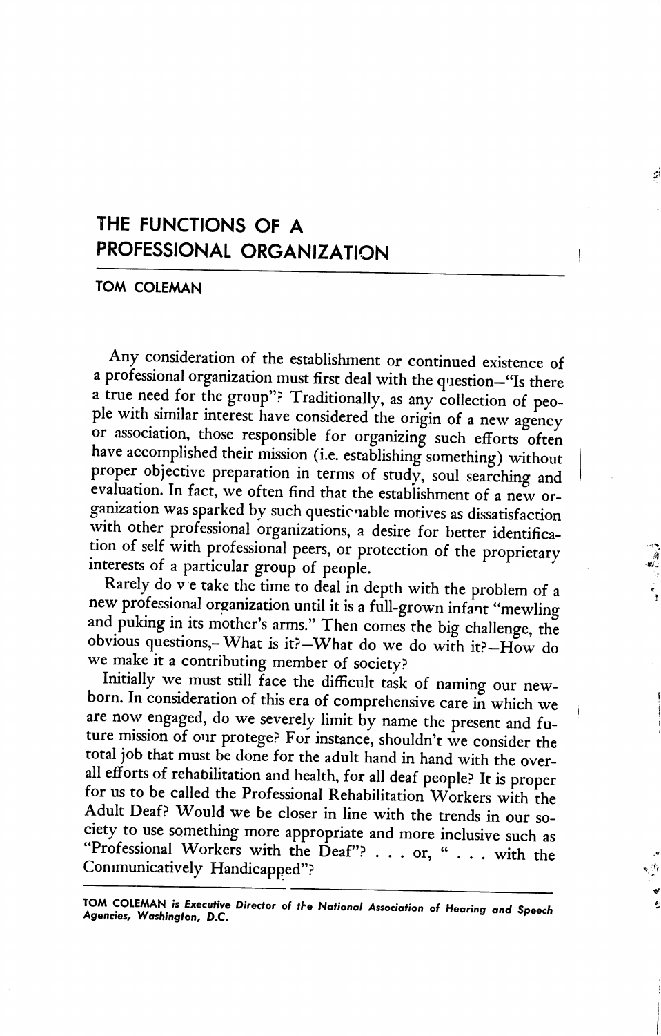# THE FUNCTIONS OF A PROFESSIONAL ORGANIZATION

**TOM COLEMAN**

Any consideration of the establishment or continued existence of a professional organization must first deal with the question—"Is there a true need for the group"? Traditionally, as any collection of people with similar interest have considered the origin of a new agency or association, those responsible for organizing such efforts often have accomplished their mission (i.e. establishing something) without proper objective preparation in terms of study, soul searching and evaluation. In fact, we often find that the establishment of a new organization was sparked by such questionable motives as dissatisfaction with other professional organizations, a desire for better identification of self with professional peers, or protection of the proprietary interests of a particular group of people.

Rarely do we take the time to deal in depth with the problem of a new professional organization until it is a full-grown infant "mewling and puking in its mother's arms." Then comes the big challenge, the obvious questions,– What is it?—What do we do with it?—How do we make it a contributing member of society?

Initially we must still face the difficult task of naming our newborn. In consideration of this era of comprehensive care in which we are now engaged, do we severely limit by name the present and future mission of our protege? For instance, shouldn't we consider the total job that must be done for the adult hand in hand with the overall efforts of rehabilitation and health, for all deaf people? It is proper for us to be called the Professional Rehabilitation Workers with the Adult Deaf? Would we be closer in line with the trends in our society to use something more appropriate and more inclusive such as "Professional Workers with the Deaf"? . . . or, " . . . with the Communicatively Handicapped"?

---

*TOM COLEMAN is Executive Director of the National Association of Hearing and Speech Agencies, Washington, D.C.*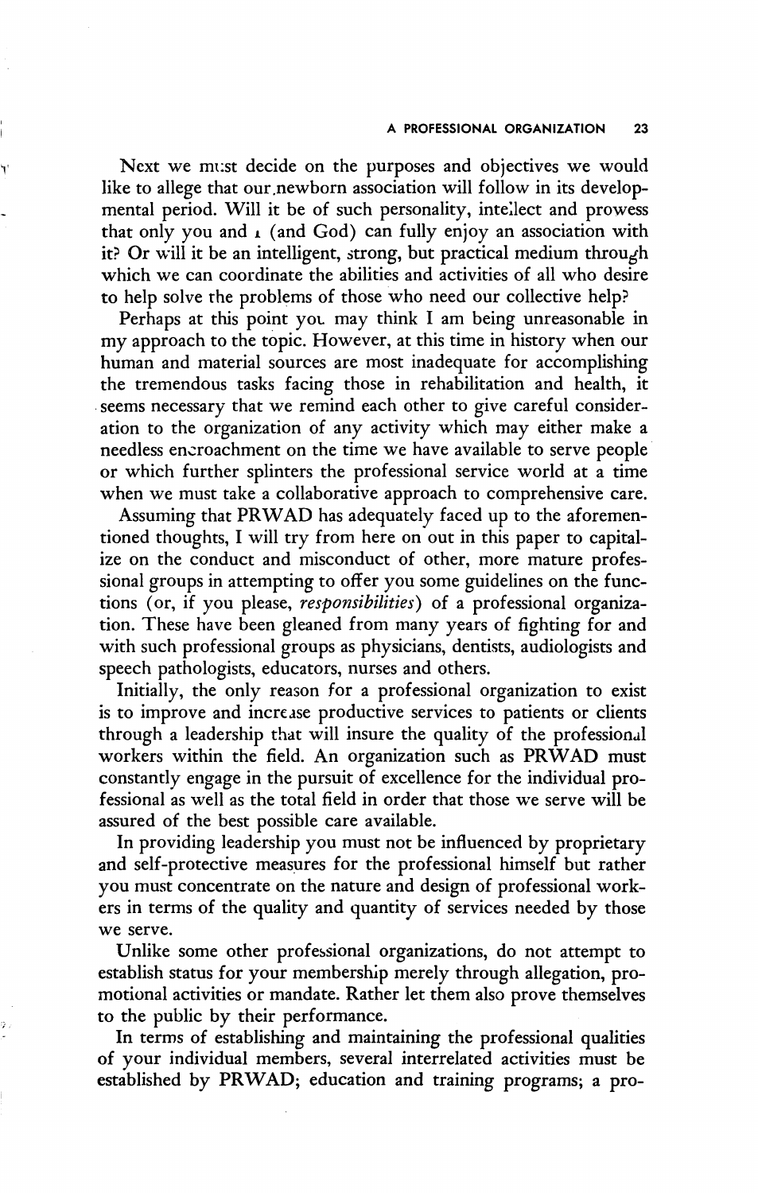Next we must decide on the purposes and objectives we would like to allege that our newborn association will follow in its developmental period. Will it be of such personality, intellect and prowess that only you and I (and God) can fully enjoy an association with it? Or will it be an intelligent, strong, but practical medium through which we can coordinate the abilities and activities of all who desire to help solve the problems of those who need our collective help?

Perhaps at this point you may think I am being unreasonable in my approach to the topic. However, at this time in history when our human and material sources are most inadequate for accomplishing the tremendous tasks facing those in rehabilitation and health, it seems necessary that we remind each other to give careful consideration to the organization of any activity which may either make a needless encroachment on the time we have available to serve people or which further splinters the professional service world at a time when we must take a collaborative approach to comprehensive care.

Assuming that PRWAD has adequately faced up to the aforementioned thoughts, I will try from here on out in this paper to capitalize on the conduct and misconduct of other, more mature professional groups in attempting to offer you some guidelines on the functions (or, if you please, *responsibilities*) of a professional organization. These have been gleaned from many years of fighting for and with such professional groups as physicians, dentists, audiologists and speech pathologists, educators, nurses and others.

Initially, the only reason for a professional organization to exist is to improve and increase productive services to patients or clients through a leadership that will insure the quality of the professional workers within the field. An organization such as PRWAD must constantly engage in the pursuit of excellence for the individual professional as well as the total field in order that those we serve will be assured of the best possible care available.

In providing leadership you must not be influenced by proprietary and self-protective measures for the professional himself but rather you must concentrate on the nature and design of professional workers in terms of the quality and quantity of services needed by those we serve.

Unlike some other professional organizations, do not attempt to establish status for your membership merely through allegation, promotional activities or mandate. Rather let them also prove themselves to the public by their performance.

In terms of establishing and maintaining the professional qualities of your individual members, several interrelated activities must be established by PRWAD; education and training programs; a pro-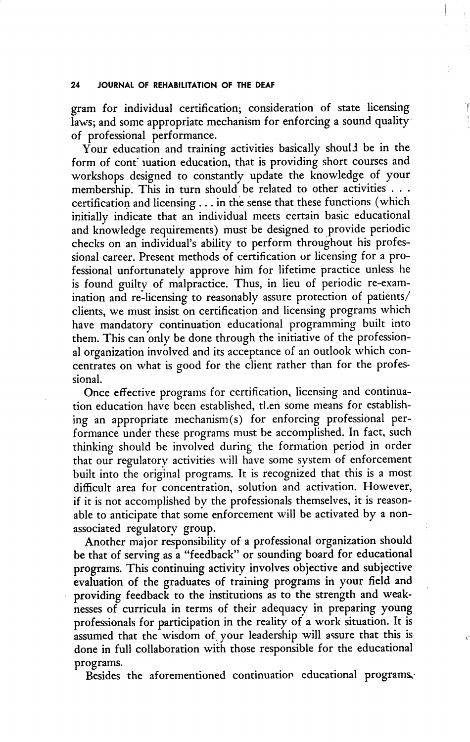gram for individual certification; consideration of state licensing laws; and some appropriate mechanism for enforcing a sound quality of professional performance.

Your education and training activities basically should be in the form of continuation education, that is providing short courses and workshops designed to constantly update the knowledge of your membership. This in turn should be related to other activities . . . certification and licensing . . . in the sense that these functions (which initially indicate that an individual meets certain basic educational and knowledge requirements) must be designed to provide periodic checks on an individual's ability to perform throughout his professional career. Present methods of certification or licensing for a professional unfortunately approve him for lifetime practice unless he is found guilty of malpractice. Thus, in lieu of periodic re-examination and re-licensing to reasonably assure protection of patients/clients, we must insist on certification and licensing programs which have mandatory continuation educational programming built into them. This can only be done through the initiative of the professional organization involved and its acceptance of an outlook which concentrates on what is good for the client rather than for the professional.

Once effective programs for certification, licensing and continuation education have been established, then some means for establishing an appropriate mechanism(s) for enforcing professional performance under these programs must be accomplished. In fact, such thinking should be involved during the formation period in order that our regulatory activities will have some system of enforcement built into the original programs. It is recognized that this is a most difficult area for concentration, solution and activation. However, if it is not accomplished by the professionals themselves, it is reasonable to anticipate that some enforcement will be activated by a non-associated regulatory group.

Another major responsibility of a professional organization should be that of serving as a "feedback" or sounding board for educational programs. This continuing activity involves objective and subjective evaluation of the graduates of training programs in your field and providing feedback to the institutions as to the strength and weaknesses of curricula in terms of their adequacy in preparing young professionals for participation in the reality of a work situation. It is assumed that the wisdom of your leadership will assure that this is done in full collaboration with those responsible for the educational programs.

Besides the aforementioned continuation educational programs,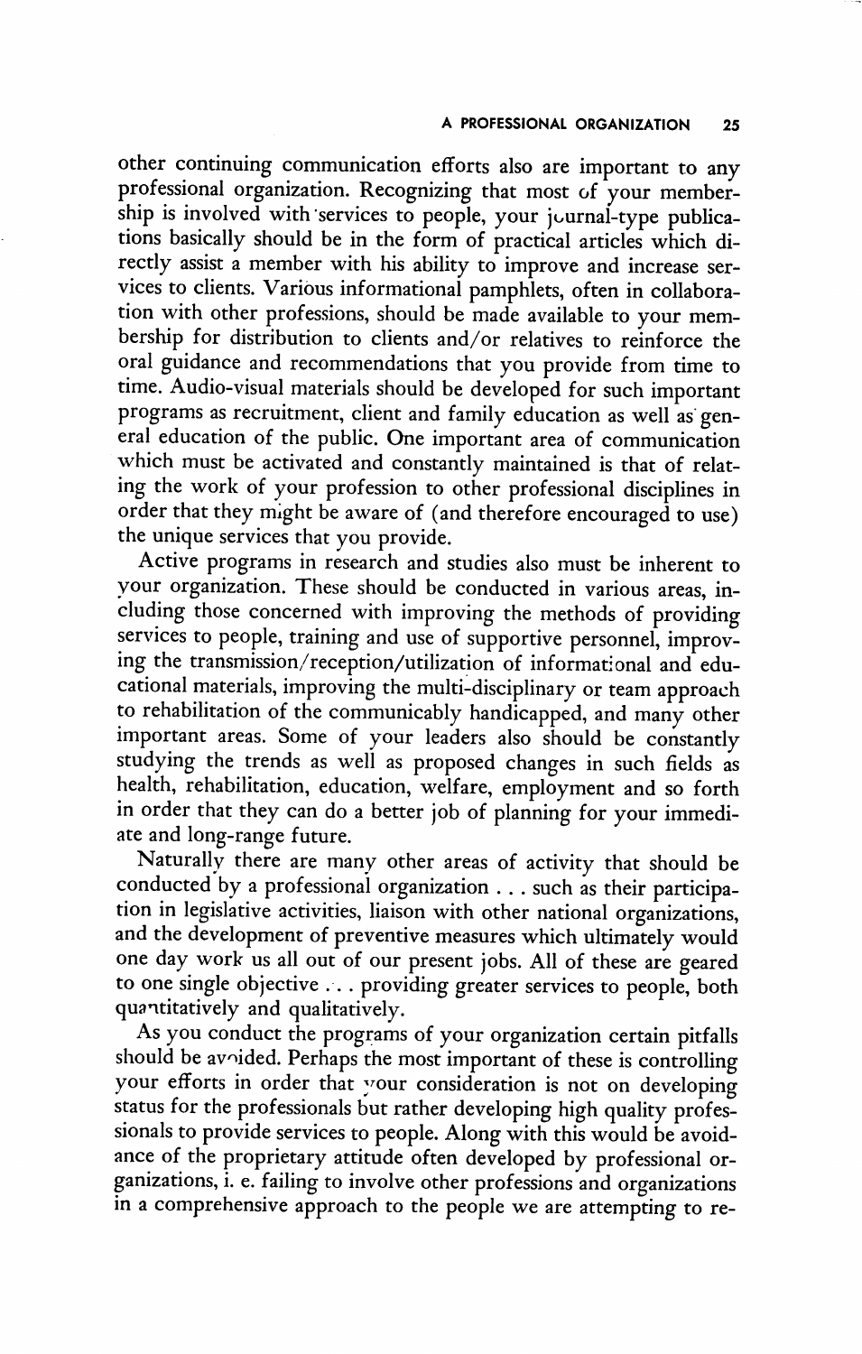other continuing communication efforts also are important to any professional organization. Recognizing that most of your membership is involved with services to people, your journal-type publications basically should be in the form of practical articles which directly assist a member with his ability to improve and increase services to clients. Various informational pamphlets, often in collaboration with other professions, should be made available to your membership for distribution to clients and/or relatives to reinforce the oral guidance and recommendations that you provide from time to time. Audio-visual materials should be developed for such important programs as recruitment, client and family education as well as general education of the public. One important area of communication which must be activated and constantly maintained is that of relating the work of your profession to other professional disciplines in order that they might be aware of (and therefore encouraged to use) the unique services that you provide.

Active programs in research and studies also must be inherent to your organization. These should be conducted in various areas, including those concerned with improving the methods of providing services to people, training and use of supportive personnel, improving the transmission/reception/utilization of informational and educational materials, improving the multi-disciplinary or team approach to rehabilitation of the communicably handicapped, and many other important areas. Some of your leaders also should be constantly studying the trends as well as proposed changes in such fields as health, rehabilitation, education, welfare, employment and so forth in order that they can do a better job of planning for your immediate and long-range future.

Naturally there are many other areas of activity that should be conducted by a professional organization . . . such as their participation in legislative activities, liaison with other national organizations, and the development of preventive measures which ultimately would one day work us all out of our present jobs. All of these are geared to one single objective . . . providing greater services to people, both quantitatively and qualitatively.

As you conduct the programs of your organization certain pitfalls should be avoided. Perhaps the most important of these is controlling your efforts in order that your consideration is not on developing status for the professionals but rather developing high quality professionals to provide services to people. Along with this would be avoidance of the proprietary attitude often developed by professional organizations, i. e. failing to involve other professions and organizations in a comprehensive approach to the people we are attempting to re-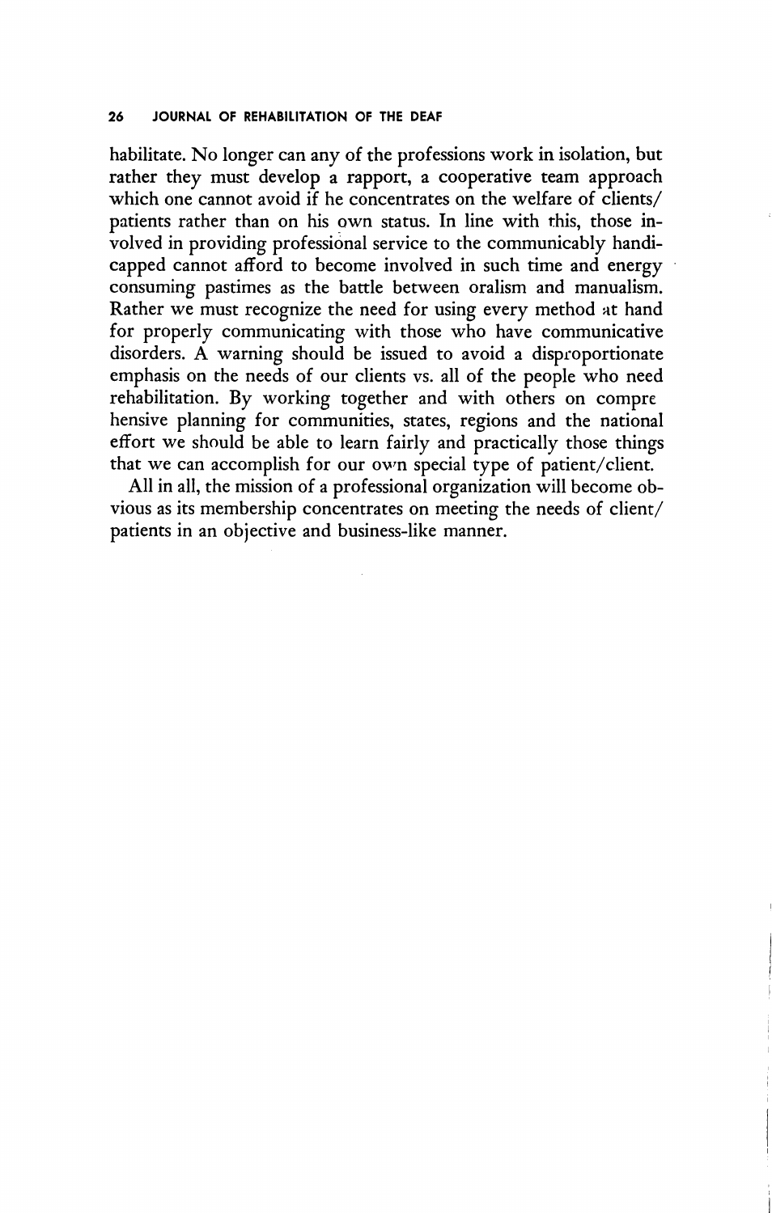habilitate. No longer can any of the professions work in isolation, but rather they must develop a rapport, a cooperative team approach which one cannot avoid if he concentrates on the welfare of clients/ patients rather than on his own status. In line with this, those involved in providing professional service to the communicably handicapped cannot afford to become involved in such time and energy consuming pastimes as the battle between oralism and manualism. Rather we must recognize the need for using every method at hand for properly communicating with those who have communicative disorders. A warning should be issued to avoid a disproportionate emphasis on the needs of our clients vs. all of the people who need rehabilitation. By working together and with others on comprehensive planning for communities, states, regions and the national effort we should be able to learn fairly and practically those things that we can accomplish for our own special type of patient/client.

All in all, the mission of a professional organization will become obvious as its membership concentrates on meeting the needs of client/ patients in an objective and business-like manner.